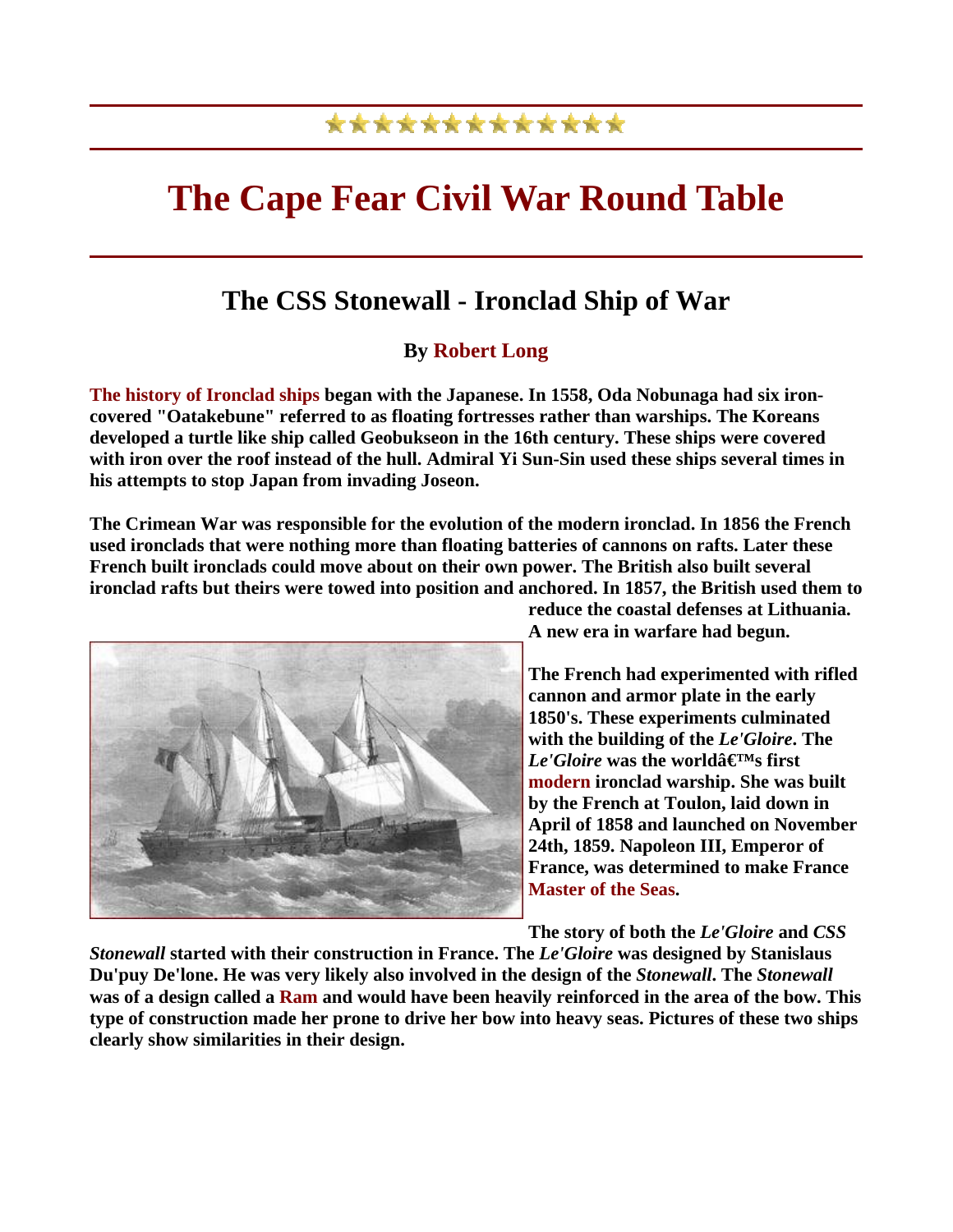★★★★★★★★★★★★★★

# The Cape Fear Civil War Round Table

## The CSS Stonewall - Ironclad Ship of War

### By Robert Long

**The history of Ironclad ships began with the Japanese. In 1558, Oda Nobunaga had six iron-covered "Oatakebune" referred to as floating fortresses rather than warships. The Koreans developed a turtle like ship called Geobukseon in the 16th century. These ships were covered with iron over the roof instead of the hull. Admiral Yi Sun-Sin used these ships several times in his attempts to stop Japan from invading Joseon.**

**The Crimean War was responsible for the evolution of the modern ironclad. In 1856 the French used ironclads that were nothing more than floating batteries of cannons on rafts. Later these French built ironclads could move about on their own power. The British also built several ironclad rafts but theirs were towed into position and anchored. In 1857, the British used them to reduce the coastal defenses at Lithuania. A new era in warfare had begun.**

**The French had experimented with rifled cannon and armor plate in the early 1850's. These experiments culminated with the building of the *Le'Gloire*. The *Le'Gloire* was the worldâ€™s first modern ironclad warship. She was built by the French at Toulon, laid down in April of 1858 and launched on November 24th, 1859. Napoleon III, Emperor of France, was determined to make France Master of the Seas.**

**The story of both the *Le'Gloire* and *CSS Stonewall* started with their construction in France. The *Le'Gloire* was designed by Stanislaus Du'puy De'lone. He was very likely also involved in the design of the *Stonewall*. The *Stonewall* was of a design called a Ram and would have been heavily reinforced in the area of the bow. This type of construction made her prone to drive her bow into heavy seas. Pictures of these two ships clearly show similarities in their design.**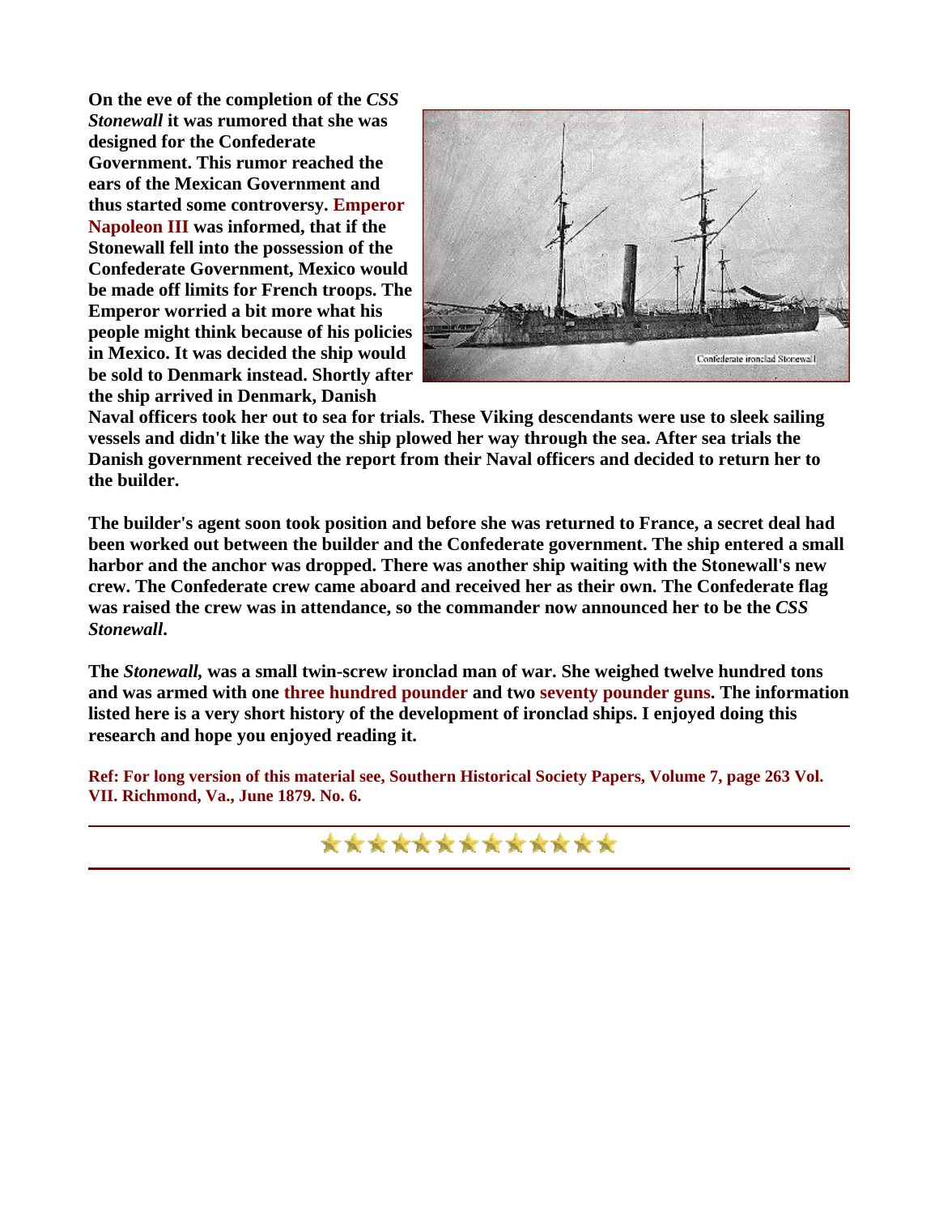**On the eve of the completion of the *CSS Stonewall* it was rumored that she was designed for the Confederate Government. This rumor reached the ears of the Mexican Government and thus started some controversy. Emperor Napoleon III was informed, that if the Stonewall fell into the possession of the Confederate Government, Mexico would be made off limits for French troops. The Emperor worried a bit more what his people might think because of his policies in Mexico. It was decided the ship would be sold to Denmark instead. Shortly after the ship arrived in Denmark, Danish Naval officers took her out to sea for trials. These Viking descendants were use to sleek sailing vessels and didn't like the way the ship plowed her way through the sea. After sea trials the Danish government received the report from their Naval officers and decided to return her to the builder.**

Confederate ironclad Stonewall

**The builder's agent soon took position and before she was returned to France, a secret deal had been worked out between the builder and the Confederate government. The ship entered a small harbor and the anchor was dropped. There was another ship waiting with the Stonewall's new crew. The Confederate crew came aboard and received her as their own. The Confederate flag was raised the crew was in attendance, so the commander now announced her to be the *CSS Stonewall*.**

**The *Stonewall*, was a small twin-screw ironclad man of war. She weighed twelve hundred tons and was armed with one three hundred pounder and two seventy pounder guns. The information listed here is a very short history of the development of ironclad ships. I enjoyed doing this research and hope you enjoyed reading it.**

**Ref: For long version of this material see, Southern Historical Society Papers, Volume 7, page 263 Vol. VII. Richmond, Va., June 1879. No. 6.**